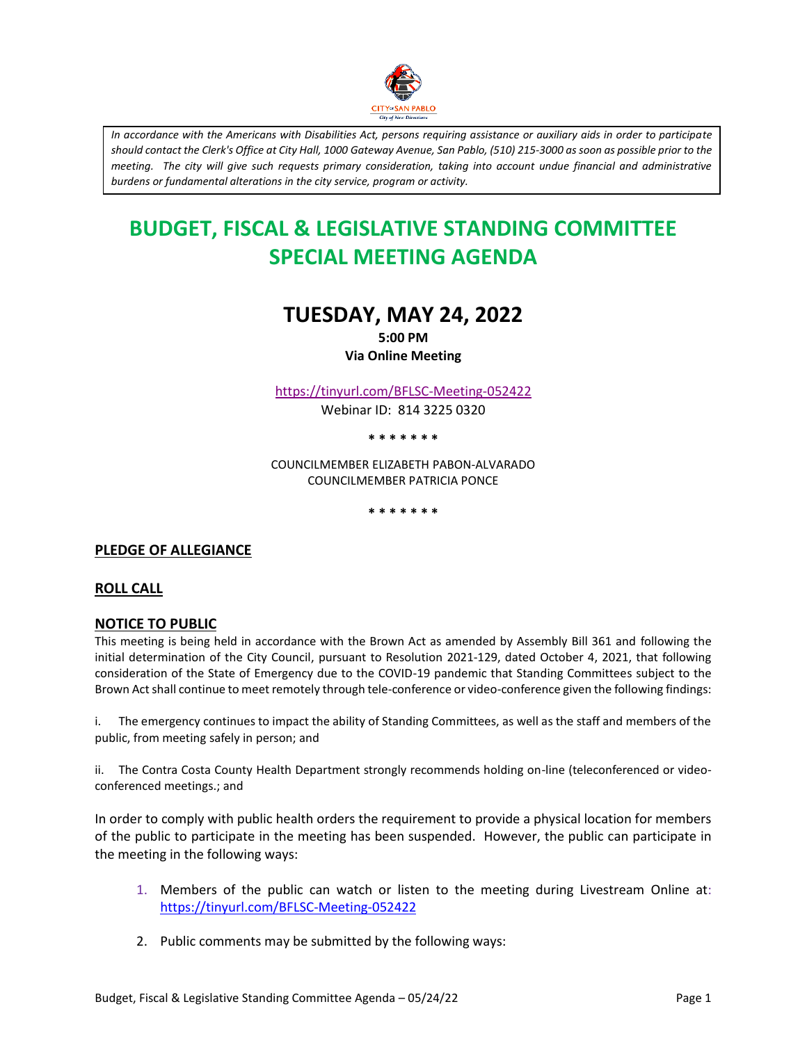*In accordance with the Americans with Disabilities Act, persons requiring assistance or auxiliary aids in order to participate should contact the Clerk's Office at City Hall, 1000 Gateway Avenue, San Pablo, (510) 215-3000 as soon as possible prior to the meeting. The city will give such requests primary consideration, taking into account undue financial and administrative burdens or fundamental alterations in the city service, program or activity.*

# BUDGET, FISCAL & LEGISLATIVE STANDING COMMITTEE SPECIAL MEETING AGENDA

## TUESDAY, MAY 24, 2022

**5:00 PM**

**Via Online Meeting**

https://tinyurl.com/BFLSC-Meeting-052422

Webinar ID: 814 3225 0320

\* \* \* \* \* \* \*

COUNCILMEMBER ELIZABETH PABON-ALVARADO
COUNCILMEMBER PATRICIA PONCE

\* \* \* \* \* \* \*

**PLEDGE OF ALLEGIANCE**

**ROLL CALL**

**NOTICE TO PUBLIC**

This meeting is being held in accordance with the Brown Act as amended by Assembly Bill 361 and following the initial determination of the City Council, pursuant to Resolution 2021-129, dated October 4, 2021, that following consideration of the State of Emergency due to the COVID-19 pandemic that Standing Committees subject to the Brown Act shall continue to meet remotely through tele-conference or video-conference given the following findings:

i. The emergency continues to impact the ability of Standing Committees, as well as the staff and members of the public, from meeting safely in person; and

ii. The Contra Costa County Health Department strongly recommends holding on-line (teleconferenced or video-conferenced meetings.; and

In order to comply with public health orders the requirement to provide a physical location for members of the public to participate in the meeting has been suspended. However, the public can participate in the meeting in the following ways:

1. Members of the public can watch or listen to the meeting during Livestream Online at: https://tinyurl.com/BFLSC-Meeting-052422
2. Public comments may be submitted by the following ways: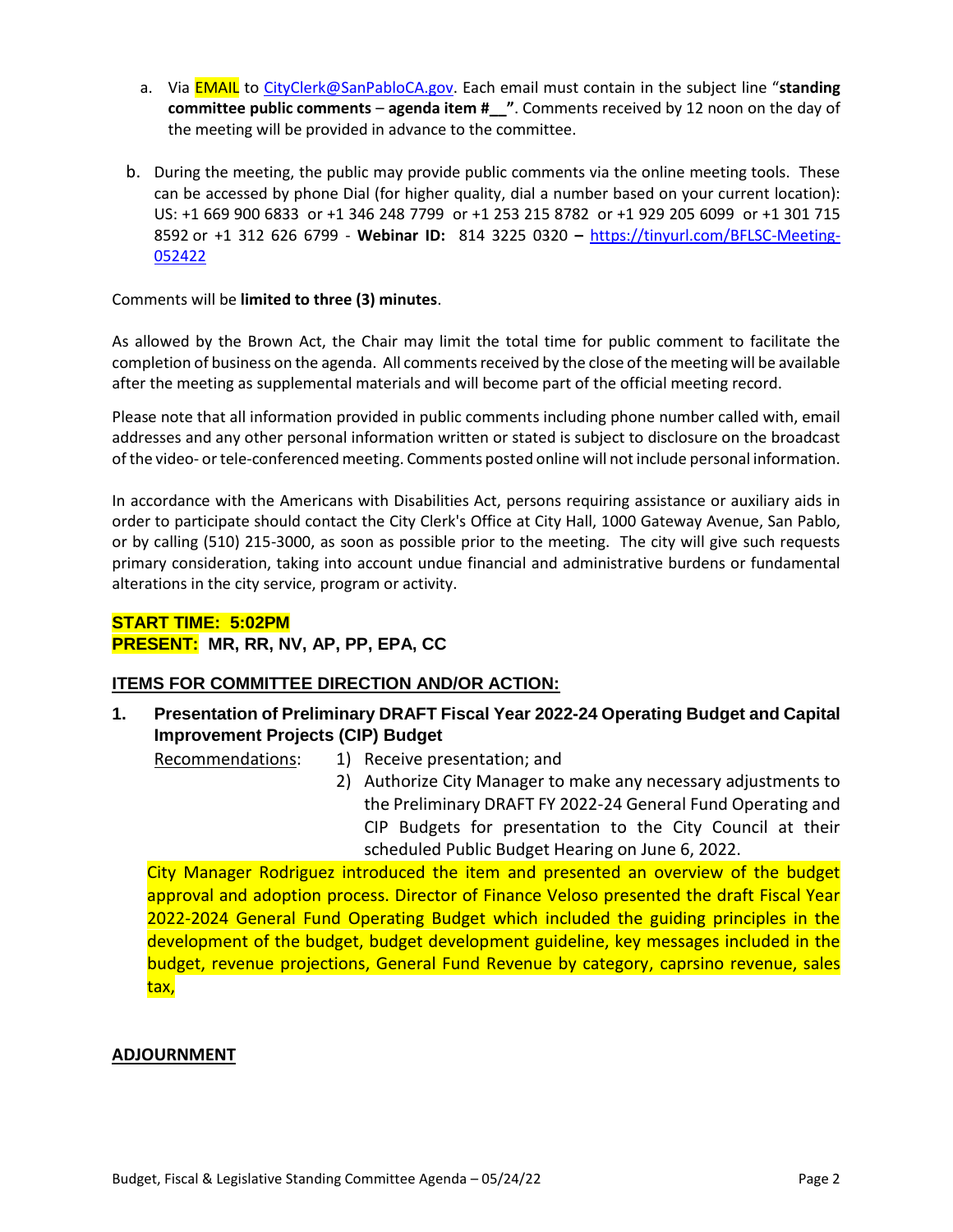a. Via EMAIL to CityClerk@SanPabloCA.gov. Each email must contain in the subject line "**standing committee public comments** – **agenda item #__"**. Comments received by 12 noon on the day of the meeting will be provided in advance to the committee.

b. During the meeting, the public may provide public comments via the online meeting tools. These can be accessed by phone Dial (for higher quality, dial a number based on your current location): US: +1 669 900 6833 or +1 346 248 7799 or +1 253 215 8782 or +1 929 205 6099 or +1 301 715 8592 or +1 312 626 6799 - **Webinar ID:** 814 3225 0320 **–** https://tinyurl.com/BFLSC-Meeting-052422

Comments will be **limited to three (3) minutes**.

As allowed by the Brown Act, the Chair may limit the total time for public comment to facilitate the completion of business on the agenda. All comments received by the close of the meeting will be available after the meeting as supplemental materials and will become part of the official meeting record.

Please note that all information provided in public comments including phone number called with, email addresses and any other personal information written or stated is subject to disclosure on the broadcast of the video- or tele-conferenced meeting. Comments posted online will not include personal information.

In accordance with the Americans with Disabilities Act, persons requiring assistance or auxiliary aids in order to participate should contact the City Clerk's Office at City Hall, 1000 Gateway Avenue, San Pablo, or by calling (510) 215-3000, as soon as possible prior to the meeting. The city will give such requests primary consideration, taking into account undue financial and administrative burdens or fundamental alterations in the city service, program or activity.

**START TIME: 5:02PM**
**PRESENT: MR, RR, NV, AP, PP, EPA, CC**

## ITEMS FOR COMMITTEE DIRECTION AND/OR ACTION:

**1. Presentation of Preliminary DRAFT Fiscal Year 2022-24 Operating Budget and Capital Improvement Projects (CIP) Budget**

Recommendations:
1) Receive presentation; and
2) Authorize City Manager to make any necessary adjustments to the Preliminary DRAFT FY 2022-24 General Fund Operating and CIP Budgets for presentation to the City Council at their scheduled Public Budget Hearing on June 6, 2022.

City Manager Rodriguez introduced the item and presented an overview of the budget approval and adoption process. Director of Finance Veloso presented the draft Fiscal Year 2022-2024 General Fund Operating Budget which included the guiding principles in the development of the budget, budget development guideline, key messages included in the budget, revenue projections, General Fund Revenue by category, caprsino revenue, sales tax,

## ADJOURNMENT